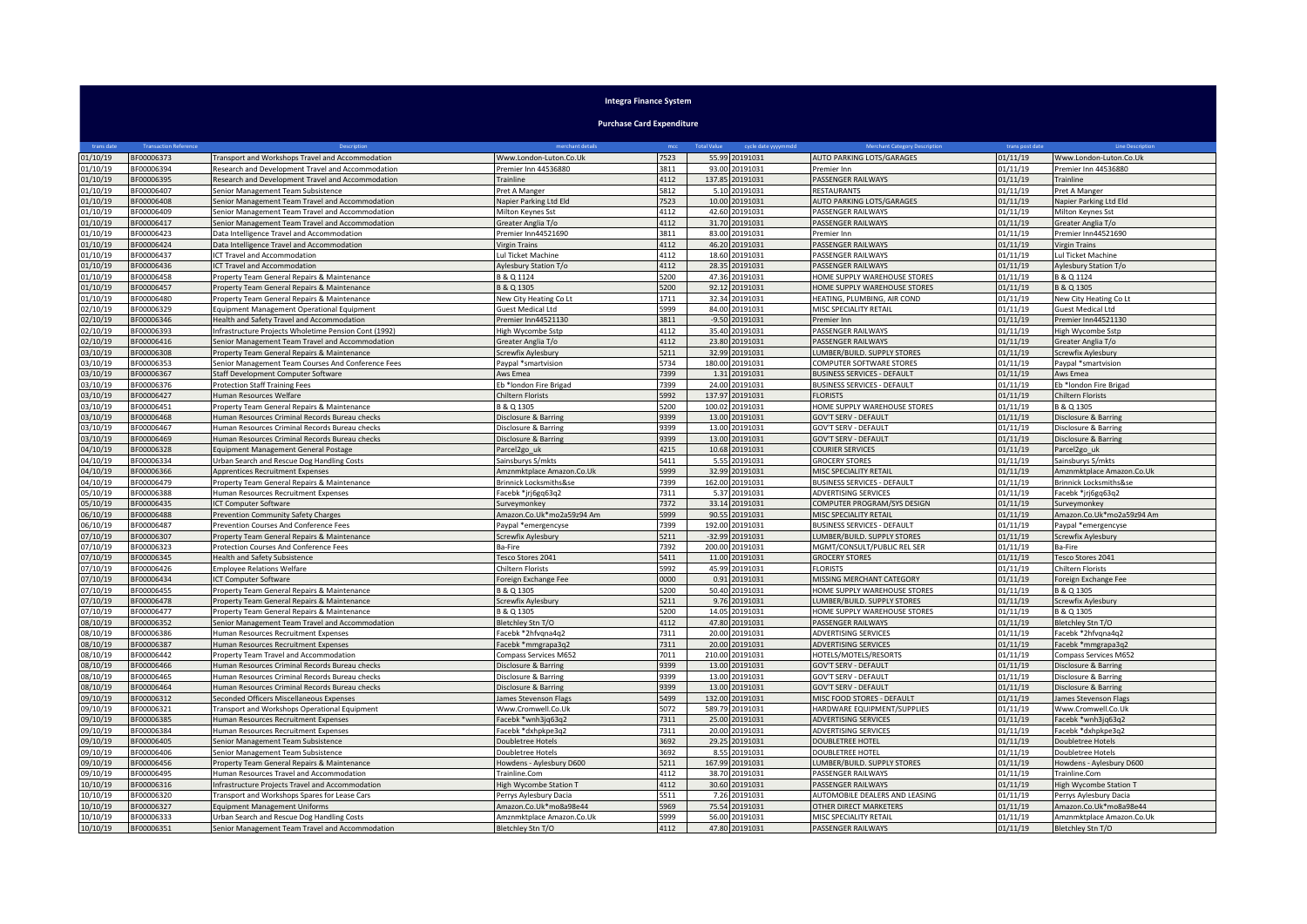# Integra Finance System

## Purchase Card Expenditure

| trans date | Transaction Reference | Description | merchant details | mcc | Total Value | cycle date yyyymmdd | Merchant Category Description | trans post date | Line Description |
|---|---|---|---|---|---|---|---|---|---|
| 01/10/19 | BF00006373 | Transport and Workshops Travel and Accommodation | Www.London-Luton.Co.Uk | 7523 | 55.99 | 20191031 | AUTO PARKING LOTS/GARAGES | 01/11/19 | Www.London-Luton.Co.Uk |
| 01/10/19 | BF00006394 | Research and Development Travel and Accommodation | Premier Inn 44536880 | 3811 | 93.00 | 20191031 | Premier Inn | 01/11/19 | Premier Inn 44536880 |
| 01/10/19 | BF00006395 | Research and Development Travel and Accommodation | Trainline | 4112 | 137.85 | 20191031 | PASSENGER RAILWAYS | 01/11/19 | Trainline |
| 01/10/19 | BF00006407 | Senior Management Team Subsistence | Pret A Manger | 5812 | 5.10 | 20191031 | RESTAURANTS | 01/11/19 | Pret A Manger |
| 01/10/19 | BF00006408 | Senior Management Team Travel and Accommodation | Napier Parking Ltd Eld | 7523 | 10.00 | 20191031 | AUTO PARKING LOTS/GARAGES | 01/11/19 | Napier Parking Ltd Eld |
| 01/10/19 | BF00006409 | Senior Management Team Travel and Accommodation | Milton Keynes Sst | 4112 | 42.60 | 20191031 | PASSENGER RAILWAYS | 01/11/19 | Milton Keynes Sst |
| 01/10/19 | BF00006417 | Senior Management Team Travel and Accommodation | Greater Anglia T/o | 4112 | 31.70 | 20191031 | PASSENGER RAILWAYS | 01/11/19 | Greater Anglia T/o |
| 01/10/19 | BF00006423 | Data Intelligence Travel and Accommodation | Premier Inn44521690 | 3811 | 83.00 | 20191031 | Premier Inn | 01/11/19 | Premier Inn44521690 |
| 01/10/19 | BF00006424 | Data Intelligence Travel and Accommodation | Virgin Trains | 4112 | 46.20 | 20191031 | PASSENGER RAILWAYS | 01/11/19 | Virgin Trains |
| 01/10/19 | BF00006437 | ICT Travel and Accommodation | Lul Ticket Machine | 4112 | 18.60 | 20191031 | PASSENGER RAILWAYS | 01/11/19 | Lul Ticket Machine |
| 01/10/19 | BF00006436 | ICT Travel and Accommodation | Aylesbury Station T/o | 4112 | 28.35 | 20191031 | PASSENGER RAILWAYS | 01/11/19 | Aylesbury Station T/o |
| 01/10/19 | BF00006458 | Property Team General Repairs & Maintenance | B & Q 1124 | 5200 | 47.36 | 20191031 | HOME SUPPLY WAREHOUSE STORES | 01/11/19 | B & Q 1124 |
| 01/10/19 | BF00006457 | Property Team General Repairs & Maintenance | B & Q 1305 | 5200 | 92.12 | 20191031 | HOME SUPPLY WAREHOUSE STORES | 01/11/19 | B & Q 1305 |
| 01/10/19 | BF00006480 | Property Team General Repairs & Maintenance | New City Heating Co Lt | 1711 | 32.34 | 20191031 | HEATING, PLUMBING, AIR COND | 01/11/19 | New City Heating Co Lt |
| 02/10/19 | BF00006329 | Equipment Management Operational Equipment | Guest Medical Ltd | 5999 | 84.00 | 20191031 | MISC SPECIALITY RETAIL | 01/11/19 | Guest Medical Ltd |
| 02/10/19 | BF00006346 | Health and Safety Travel and Accommodation | Premier Inn44521130 | 3811 | -9.50 | 20191031 | Premier Inn | 01/11/19 | Premier Inn44521130 |
| 02/10/19 | BF00006393 | Infrastructure Projects Wholetime Pension Cont (1992) | High Wycombe Sstp | 4112 | 35.40 | 20191031 | PASSENGER RAILWAYS | 01/11/19 | High Wycombe Sstp |
| 02/10/19 | BF00006416 | Senior Management Team Travel and Accommodation | Greater Anglia T/o | 4112 | 23.80 | 20191031 | PASSENGER RAILWAYS | 01/11/19 | Greater Anglia T/o |
| 03/10/19 | BF00006308 | Property Team General Repairs & Maintenance | Screwfix Aylesbury | 5211 | 32.99 | 20191031 | LUMBER/BUILD. SUPPLY STORES | 01/11/19 | Screwfix Aylesbury |
| 03/10/19 | BF00006353 | Senior Management Team Courses And Conference Fees | Paypal *smartvision | 5734 | 180.00 | 20191031 | COMPUTER SOFTWARE STORES | 01/11/19 | Paypal *smartvision |
| 03/10/19 | BF00006367 | Staff Development Computer Software | Aws Emea | 7399 | 1.31 | 20191031 | BUSINESS SERVICES - DEFAULT | 01/11/19 | Aws Emea |
| 03/10/19 | BF00006376 | Protection Staff Training Fees | Eb *london Fire Brigad | 7399 | 24.00 | 20191031 | BUSINESS SERVICES - DEFAULT | 01/11/19 | Eb *london Fire Brigad |
| 03/10/19 | BF00006427 | Human Resources Welfare | Chiltern Florists | 5992 | 137.97 | 20191031 | FLORISTS | 01/11/19 | Chiltern Florists |
| 03/10/19 | BF00006451 | Property Team General Repairs & Maintenance | B & Q 1305 | 5200 | 100.02 | 20191031 | HOME SUPPLY WAREHOUSE STORES | 01/11/19 | B & Q 1305 |
| 03/10/19 | BF00006468 | Human Resources Criminal Records Bureau checks | Disclosure & Barring | 9399 | 13.00 | 20191031 | GOV'T SERV - DEFAULT | 01/11/19 | Disclosure & Barring |
| 03/10/19 | BF00006467 | Human Resources Criminal Records Bureau checks | Disclosure & Barring | 9399 | 13.00 | 20191031 | GOV'T SERV - DEFAULT | 01/11/19 | Disclosure & Barring |
| 03/10/19 | BF00006469 | Human Resources Criminal Records Bureau checks | Disclosure & Barring | 9399 | 13.00 | 20191031 | GOV'T SERV - DEFAULT | 01/11/19 | Disclosure & Barring |
| 04/10/19 | BF00006328 | Equipment Management General Postage | Parcel2go_uk | 4215 | 10.68 | 20191031 | COURIER SERVICES | 01/11/19 | Parcel2go_uk |
| 04/10/19 | BF00006334 | Urban Search and Rescue Dog Handling Costs | Sainsburys S/mkts | 5411 | 5.55 | 20191031 | GROCERY STORES | 01/11/19 | Sainsburys S/mkts |
| 04/10/19 | BF00006366 | Apprentices Recruitment Expenses | Amznmktplace Amazon.Co.Uk | 5999 | 32.99 | 20191031 | MISC SPECIALITY RETAIL | 01/11/19 | Amznmktplace Amazon.Co.Uk |
| 04/10/19 | BF00006479 | Property Team General Repairs & Maintenance | Brinnick Locksmiths&se | 7399 | 162.00 | 20191031 | BUSINESS SERVICES - DEFAULT | 01/11/19 | Brinnick Locksmiths&se |
| 05/10/19 | BF00006388 | Human Resources Recruitment Expenses | Facebk *jrj6gq63q2 | 7311 | 5.37 | 20191031 | ADVERTISING SERVICES | 01/11/19 | Facebk *jrj6gq63q2 |
| 05/10/19 | BF00006435 | ICT Computer Software | Surveymonkey | 7372 | 33.14 | 20191031 | COMPUTER PROGRAM/SYS DESIGN | 01/11/19 | Surveymonkey |
| 06/10/19 | BF00006488 | Prevention Community Safety Charges | Amazon.Co.Uk*mo2a59z94 Am | 5999 | 90.55 | 20191031 | MISC SPECIALITY RETAIL | 01/11/19 | Amazon.Co.Uk*mo2a59z94 Am |
| 06/10/19 | BF00006487 | Prevention Courses And Conference Fees | Paypal *emergencyse | 7399 | 192.00 | 20191031 | BUSINESS SERVICES - DEFAULT | 01/11/19 | Paypal *emergencyse |
| 07/10/19 | BF00006307 | Property Team General Repairs & Maintenance | Screwfix Aylesbury | 5211 | -32.99 | 20191031 | LUMBER/BUILD. SUPPLY STORES | 01/11/19 | Screwfix Aylesbury |
| 07/10/19 | BF00006323 | Protection Courses And Conference Fees | Ba-Fire | 7392 | 200.00 | 20191031 | MGMT/CONSULT/PUBLIC REL SER | 01/11/19 | Ba-Fire |
| 07/10/19 | BF00006345 | Health and Safety Subsistence | Tesco Stores 2041 | 5411 | 11.00 | 20191031 | GROCERY STORES | 01/11/19 | Tesco Stores 2041 |
| 07/10/19 | BF00006426 | Employee Relations Welfare | Chiltern Florists | 5992 | 45.99 | 20191031 | FLORISTS | 01/11/19 | Chiltern Florists |
| 07/10/19 | BF00006434 | ICT Computer Software | Foreign Exchange Fee | 0000 | 0.91 | 20191031 | MISSING MERCHANT CATEGORY | 01/11/19 | Foreign Exchange Fee |
| 07/10/19 | BF00006455 | Property Team General Repairs & Maintenance | B & Q 1305 | 5200 | 50.40 | 20191031 | HOME SUPPLY WAREHOUSE STORES | 01/11/19 | B & Q 1305 |
| 07/10/19 | BF00006478 | Property Team General Repairs & Maintenance | Screwfix Aylesbury | 5211 | 9.76 | 20191031 | LUMBER/BUILD. SUPPLY STORES | 01/11/19 | Screwfix Aylesbury |
| 07/10/19 | BF00006477 | Property Team General Repairs & Maintenance | B & Q 1305 | 5200 | 14.05 | 20191031 | HOME SUPPLY WAREHOUSE STORES | 01/11/19 | B & Q 1305 |
| 08/10/19 | BF00006352 | Senior Management Team Travel and Accommodation | Bletchley Stn T/O | 4112 | 47.80 | 20191031 | PASSENGER RAILWAYS | 01/11/19 | Bletchley Stn T/O |
| 08/10/19 | BF00006386 | Human Resources Recruitment Expenses | Facebk *2hfvqna4q2 | 7311 | 20.00 | 20191031 | ADVERTISING SERVICES | 01/11/19 | Facebk *2hfvqna4q2 |
| 08/10/19 | BF00006387 | Human Resources Recruitment Expenses | Facebk *mmgrapa3q2 | 7311 | 20.00 | 20191031 | ADVERTISING SERVICES | 01/11/19 | Facebk *mmgrapa3q2 |
| 08/10/19 | BF00006442 | Property Team Travel and Accommodation | Compass Services M652 | 7011 | 210.00 | 20191031 | HOTELS/MOTELS/RESORTS | 01/11/19 | Compass Services M652 |
| 08/10/19 | BF00006466 | Human Resources Criminal Records Bureau checks | Disclosure & Barring | 9399 | 13.00 | 20191031 | GOV'T SERV - DEFAULT | 01/11/19 | Disclosure & Barring |
| 08/10/19 | BF00006465 | Human Resources Criminal Records Bureau checks | Disclosure & Barring | 9399 | 13.00 | 20191031 | GOV'T SERV - DEFAULT | 01/11/19 | Disclosure & Barring |
| 08/10/19 | BF00006464 | Human Resources Criminal Records Bureau checks | Disclosure & Barring | 9399 | 13.00 | 20191031 | GOV'T SERV - DEFAULT | 01/11/19 | Disclosure & Barring |
| 09/10/19 | BF00006312 | Seconded Officers Miscellaneous Expenses | James Stevenson Flags | 5499 | 132.00 | 20191031 | MISC FOOD STORES - DEFAULT | 01/11/19 | James Stevenson Flags |
| 09/10/19 | BF00006321 | Transport and Workshops Operational Equipment | Www.Cromwell.Co.Uk | 5072 | 589.79 | 20191031 | HARDWARE EQUIPMENT/SUPPLIES | 01/11/19 | Www.Cromwell.Co.Uk |
| 09/10/19 | BF00006385 | Human Resources Recruitment Expenses | Facebk *wnh3jq63q2 | 7311 | 25.00 | 20191031 | ADVERTISING SERVICES | 01/11/19 | Facebk *wnh3jq63q2 |
| 09/10/19 | BF00006384 | Human Resources Recruitment Expenses | Facebk *dxhpkpe3q2 | 7311 | 20.00 | 20191031 | ADVERTISING SERVICES | 01/11/19 | Facebk *dxhpkpe3q2 |
| 09/10/19 | BF00006405 | Senior Management Team Subsistence | Doubletree Hotels | 3692 | 29.25 | 20191031 | DOUBLETREE HOTEL | 01/11/19 | Doubletree Hotels |
| 09/10/19 | BF00006406 | Senior Management Team Subsistence | Doubletree Hotels | 3692 | 8.55 | 20191031 | DOUBLETREE HOTEL | 01/11/19 | Doubletree Hotels |
| 09/10/19 | BF00006456 | Property Team General Repairs & Maintenance | Howdens - Aylesbury D600 | 5211 | 167.99 | 20191031 | LUMBER/BUILD. SUPPLY STORES | 01/11/19 | Howdens - Aylesbury D600 |
| 09/10/19 | BF00006495 | Human Resources Travel and Accommodation | Trainline.Com | 4112 | 38.70 | 20191031 | PASSENGER RAILWAYS | 01/11/19 | Trainline.Com |
| 10/10/19 | BF00006316 | Infrastructure Projects Travel and Accommodation | High Wycombe Station T | 4112 | 30.60 | 20191031 | PASSENGER RAILWAYS | 01/11/19 | High Wycombe Station T |
| 10/10/19 | BF00006320 | Transport and Workshops Spares for Lease Cars | Perrys Aylesbury Dacia | 5511 | 7.26 | 20191031 | AUTOMOBILE DEALERS AND LEASING | 01/11/19 | Perrys Aylesbury Dacia |
| 10/10/19 | BF00006327 | Equipment Management Uniforms | Amazon.Co.Uk*mo8a98e44 | 5969 | 75.54 | 20191031 | OTHER DIRECT MARKETERS | 01/11/19 | Amazon.Co.Uk*mo8a98e44 |
| 10/10/19 | BF00006333 | Urban Search and Rescue Dog Handling Costs | Amznmktplace Amazon.Co.Uk | 5999 | 56.00 | 20191031 | MISC SPECIALITY RETAIL | 01/11/19 | Amznmktplace Amazon.Co.Uk |
| 10/10/19 | BF00006351 | Senior Management Team Travel and Accommodation | Bletchley Stn T/O | 4112 | 47.80 | 20191031 | PASSENGER RAILWAYS | 01/11/19 | Bletchley Stn T/O |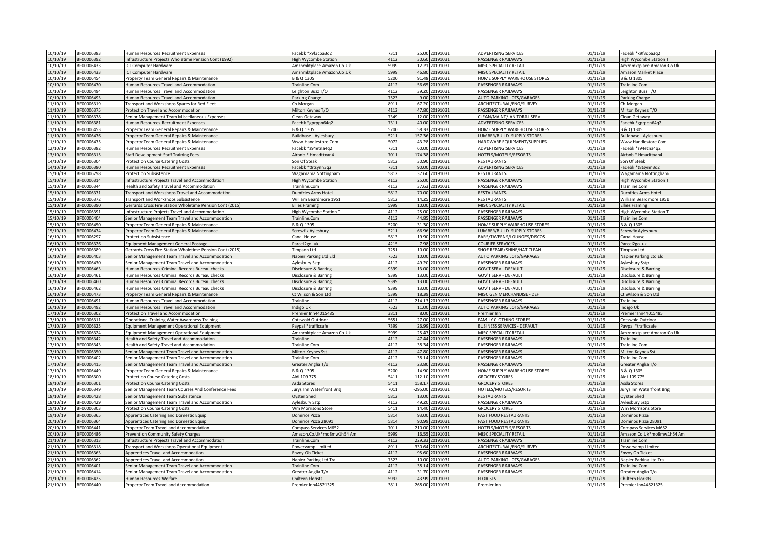| 10/10/19 | BF00006383 | Human Resources Recruitment Expenses | Facebk *x9f3cpa3q2 | 7311 | 25.00 | 20191031 | ADVERTISING SERVICES | 01/11/19 | Facebk *x9f3cpa3q2 |
|---|---|---|---|---|---|---|---|---|---|
| 10/10/19 | BF00006392 | Infrastructure Projects Wholetime Pension Cont (1992) | High Wycombe Station T | 4112 | 30.60 | 20191031 | PASSENGER RAILWAYS | 01/11/19 | High Wycombe Station T |
| 10/10/19 | BF00006433 | ICT Computer Hardware | Amznmktplace Amazon.Co.Uk | 5999 | 12.21 | 20191031 | MISC SPECIALITY RETAIL | 01/11/19 | Amznmktplace Amazon.Co.Uk |
| 10/10/19 | BF00006433 | ICT Computer Hardware | Amznmktplace Amazon.Co.Uk | 5999 | 46.80 | 20191031 | MISC SPECIALITY RETAIL | 01/11/19 | Amazon Market Place |
| 10/10/19 | BF00006454 | Property Team General Repairs & Maintenance | B & Q 1305 | 5200 | 91.48 | 20191031 | HOME SUPPLY WAREHOUSE STORES | 01/11/19 | B & Q 1305 |
| 10/10/19 | BF00006470 | Human Resources Travel and Accommodation | Trainline.Com | 4112 | 56.65 | 20191031 | PASSENGER RAILWAYS | 01/11/19 | Trainline.Com |
| 10/10/19 | BF00006494 | Human Resources Travel and Accommodation | Leighton Buzz T/O | 4112 | 39.20 | 20191031 | PASSENGER RAILWAYS | 01/11/19 | Leighton Buzz T/O |
| 10/10/19 | BF00006493 | Human Resources Travel and Accommodation | Parking Charge | 7523 | 9.00 | 20191031 | AUTO PARKING LOTS/GARAGES | 01/11/19 | Parking Charge |
| 11/10/19 | BF00006319 | Transport and Workshops Spares for Red Fleet | Ch Morgan | 8911 | 67.20 | 20191031 | ARCHITECTURAL/ENG/SURVEY | 01/11/19 | Ch Morgan |
| 11/10/19 | BF00006375 | Protection Travel and Accommodation | Milton Keynes T/O | 4112 | 47.80 | 20191031 | PASSENGER RAILWAYS | 01/11/19 | Milton Keynes T/O |
| 11/10/19 | BF00006378 | Senior Management Team Miscellaneous Expenses | Clean Getaway | 7349 | 12.00 | 20191031 | CLEAN/MAINT/JANITORAL SERV | 01/11/19 | Clean Getaway |
| 11/10/19 | BF00006381 | Human Resources Recruitment Expenses | Facebk *gprppn64q2 | 7311 | 40.00 | 20191031 | ADVERTISING SERVICES | 01/11/19 | Facebk *gprppn64q2 |
| 11/10/19 | BF00006453 | Property Team General Repairs & Maintenance | B & Q 1305 | 5200 | 58.33 | 20191031 | HOME SUPPLY WAREHOUSE STORES | 01/11/19 | B & Q 1305 |
| 11/10/19 | BF00006476 | Property Team General Repairs & Maintenance | Buildbase - Aylesbury | 5211 | 157.36 | 20191031 | LUMBER/BUILD. SUPPLY STORES | 01/11/19 | Buildbase - Aylesbury |
| 11/10/19 | BF00006475 | Property Team General Repairs & Maintenance | Www.Handlestore.Com | 5072 | 43.28 | 20191031 | HARDWARE EQUIPMENT/SUPPLIES | 01/11/19 | Www.Handlestore.Com |
| 12/10/19 | BF00006382 | Human Resources Recruitment Expenses | Facebk *z94etna4q2 | 7311 | 60.00 | 20191031 | ADVERTISING SERVICES | 01/11/19 | Facebk *z94etna4q2 |
| 13/10/19 | BF00006315 | Staff Development Staff Training Fees | Airbnb * Hmadttxan4 | 7011 | 174.38 | 20191031 | HOTELS/MOTELS/RESORTS | 01/11/19 | Airbnb * Hmadttxan4 |
| 14/10/19 | BF00006304 | Protection Course Catering Costs | Son Of Steak | 5812 | 30.90 | 20191031 | RESTAURANTS | 01/11/19 | Son Of Steak |
| 14/10/19 | BF00006380 | Human Resources Recruitment Expenses | Facebk *t8tsynn3q2 | 7311 | 90.00 | 20191031 | ADVERTISING SERVICES | 01/11/19 | Facebk *t8tsynn3q2 |
| 15/10/19 | BF00006298 | Protection Subsistence | Wagamama Nottingham | 5812 | 37.60 | 20191031 | RESTAURANTS | 01/11/19 | Wagamama Nottingham |
| 15/10/19 | BF00006314 | Infrastructure Projects Travel and Accommodation | High Wycombe Station T | 4112 | 25.00 | 20191031 | PASSENGER RAILWAYS | 01/11/19 | High Wycombe Station T |
| 15/10/19 | BF00006344 | Health and Safety Travel and Accommodation | Trainline.Com | 4112 | 37.63 | 20191031 | PASSENGER RAILWAYS | 01/11/19 | Trainline.Com |
| 15/10/19 | BF00006371 | Transport and Workshops Travel and Accommodation | Dumfries Arms Hotel | 5812 | 70.00 | 20191031 | RESTAURANTS | 01/11/19 | Dumfries Arms Hotel |
| 15/10/19 | BF00006372 | Transport and Workshops Subsistence | William Beardmore 1951 | 5812 | 14.25 | 20191031 | RESTAURANTS | 01/11/19 | William Beardmore 1951 |
| 15/10/19 | BF00006390 | Gerrards Cross Fire Station Wholetime Pension Cont (2015) | Ellies Framing | 5999 | 10.00 | 20191031 | MISC SPECIALITY RETAIL | 01/11/19 | Ellies Framing |
| 15/10/19 | BF00006391 | Infrastructure Projects Travel and Accommodation | High Wycombe Station T | 4112 | 25.00 | 20191031 | PASSENGER RAILWAYS | 01/11/19 | High Wycombe Station T |
| 15/10/19 | BF00006404 | Senior Management Team Travel and Accommodation | Trainline.Com | 4112 | 44.85 | 20191031 | PASSENGER RAILWAYS | 01/11/19 | Trainline.Com |
| 15/10/19 | BF00006450 | Property Team General Repairs & Maintenance | B & Q 1305 | 5200 | 31.30 | 20191031 | HOME SUPPLY WAREHOUSE STORES | 01/11/19 | B & Q 1305 |
| 15/10/19 | BF00006474 | Property Team General Repairs & Maintenance | Screwfix Aylesbury | 5211 | 66.96 | 20191031 | LUMBER/BUILD. SUPPLY STORES | 01/11/19 | Screwfix Aylesbury |
| 16/10/19 | BF00006297 | Protection Subsistence | Canal House | 5813 | 19.90 | 20191031 | BARS/TAVERNS/LOUNGES/DISCOS | 01/11/19 | Canal House |
| 16/10/19 | BF00006326 | Equipment Management General Postage | Parcel2go_uk | 4215 | 7.98 | 20191031 | COURIER SERVICES | 01/11/19 | Parcel2go_uk |
| 16/10/19 | BF00006389 | Gerrards Cross Fire Station Wholetime Pension Cont (2015) | Timpson Ltd | 7251 | 10.00 | 20191031 | SHOE REPAIR/SHINE/HAT CLEAN | 01/11/19 | Timpson Ltd |
| 16/10/19 | BF00006403 | Senior Management Team Travel and Accommodation | Napier Parking Ltd Eld | 7523 | 10.00 | 20191031 | AUTO PARKING LOTS/GARAGES | 01/11/19 | Napier Parking Ltd Eld |
| 16/10/19 | BF00006430 | Senior Management Team Travel and Accommodation | Aylesbury Sstp | 4112 | 49.20 | 20191031 | PASSENGER RAILWAYS | 01/11/19 | Aylesbury Sstp |
| 16/10/19 | BF00006463 | Human Resources Criminal Records Bureau checks | Disclosure & Barring | 9399 | 13.00 | 20191031 | GOV'T SERV - DEFAULT | 01/11/19 | Disclosure & Barring |
| 16/10/19 | BF00006461 | Human Resources Criminal Records Bureau checks | Disclosure & Barring | 9399 | 13.00 | 20191031 | GOV'T SERV - DEFAULT | 01/11/19 | Disclosure & Barring |
| 16/10/19 | BF00006460 | Human Resources Criminal Records Bureau checks | Disclosure & Barring | 9399 | 13.00 | 20191031 | GOV'T SERV - DEFAULT | 01/11/19 | Disclosure & Barring |
| 16/10/19 | BF00006462 | Human Resources Criminal Records Bureau checks | Disclosure & Barring | 9399 | 13.00 | 20191031 | GOV'T SERV - DEFAULT | 01/11/19 | Disclosure & Barring |
| 16/10/19 | BF00006473 | Property Team General Repairs & Maintenance | Ct Wilson & Son Ltd | 5399 | 18.39 | 20191031 | MISC GEN MERCHANDISE - DEF | 01/11/19 | Ct Wilson & Son Ltd |
| 16/10/19 | BF00006491 | Human Resources Travel and Accommodation | Trainline | 4112 | 214.13 | 20191031 | PASSENGER RAILWAYS | 01/11/19 | Trainline |
| 16/10/19 | BF00006492 | Human Resources Travel and Accommodation | Indigo Uk | 7523 | 11.00 | 20191031 | AUTO PARKING LOTS/GARAGES | 01/11/19 | Indigo Uk |
| 17/10/19 | BF00006302 | Protection Travel and Accommodation | Premier Inn44015485 | 3811 | 8.00 | 20191031 | Premier Inn | 01/11/19 | Premier Inn44015485 |
| 17/10/19 | BF00006311 | Operational Training Water Awareness Training | Cotswold Outdoor | 5651 | 27.00 | 20191031 | FAMILY CLOTHING STORES | 01/11/19 | Cotswold Outdoor |
| 17/10/19 | BF00006325 | Equipment Management Operational Equipment | Paypal *trafficsafe | 7399 | 26.99 | 20191031 | BUSINESS SERVICES - DEFAULT | 01/11/19 | Paypal *trafficsafe |
| 17/10/19 | BF00006324 | Equipment Management Operational Equipment | Amznmktplace Amazon.Co.Uk | 5999 | 25.47 | 20191031 | MISC SPECIALITY RETAIL | 01/11/19 | Amznmktplace Amazon.Co.Uk |
| 17/10/19 | BF00006342 | Health and Safety Travel and Accommodation | Trainline | 4112 | 47.44 | 20191031 | PASSENGER RAILWAYS | 01/11/19 | Trainline |
| 17/10/19 | BF00006343 | Health and Safety Travel and Accommodation | Trainline.Com | 4112 | 38.34 | 20191031 | PASSENGER RAILWAYS | 01/11/19 | Trainline.Com |
| 17/10/19 | BF00006350 | Senior Management Team Travel and Accommodation | Milton Keynes Sst | 4112 | 47.80 | 20191031 | PASSENGER RAILWAYS | 01/11/19 | Milton Keynes Sst |
| 17/10/19 | BF00006402 | Senior Management Team Travel and Accommodation | Trainline.Com | 4112 | 38.14 | 20191031 | PASSENGER RAILWAYS | 01/11/19 | Trainline.Com |
| 17/10/19 | BF00006415 | Senior Management Team Travel and Accommodation | Greater Anglia T/o | 4112 | 23.80 | 20191031 | PASSENGER RAILWAYS | 01/11/19 | Greater Anglia T/o |
| 17/10/19 | BF00006449 | Property Team General Repairs & Maintenance | B & Q 1305 | 5200 | 14.90 | 20191031 | HOME SUPPLY WAREHOUSE STORES | 01/11/19 | B & Q 1305 |
| 18/10/19 | BF00006300 | Protection Course Catering Costs | Aldi 109 775 | 5411 | 112.10 | 20191031 | GROCERY STORES | 01/11/19 | Aldi 109 775 |
| 18/10/19 | BF00006301 | Protection Course Catering Costs | Asda Stores | 5411 | 158.17 | 20191031 | GROCERY STORES | 01/11/19 | Asda Stores |
| 18/10/19 | BF00006349 | Senior Management Team Courses And Conference Fees | Jurys Inn Waterfront Brig | 7011 | -295.00 | 20191031 | HOTELS/MOTELS/RESORTS | 01/11/19 | Jurys Inn Waterfront Brig |
| 18/10/19 | BF00006428 | Senior Management Team Subsistence | Oyster Shed | 5812 | 13.00 | 20191031 | RESTAURANTS | 01/11/19 | Oyster Shed |
| 18/10/19 | BF00006429 | Senior Management Team Travel and Accommodation | Aylesbury Sstp | 4112 | 49.20 | 20191031 | PASSENGER RAILWAYS | 01/11/19 | Aylesbury Sstp |
| 19/10/19 | BF00006303 | Protection Course Catering Costs | Wm Morrisons Store | 5411 | 14.40 | 20191031 | GROCERY STORES | 01/11/19 | Wm Morrisons Store |
| 19/10/19 | BF00006365 | Apprentices Catering and Domestic Equip | Dominos Pizza | 5814 | 93.00 | 20191031 | FAST FOOD RESTAURANTS | 01/11/19 | Dominos Pizza |
| 20/10/19 | BF00006364 | Apprentices Catering and Domestic Equip | Dominos Pizza 28091 | 5814 | 90.99 | 20191031 | FAST FOOD RESTAURANTS | 01/11/19 | Dominos Pizza 28091 |
| 20/10/19 | BF00006441 | Property Team Travel and Accommodation | Compass Services M652 | 7011 | 210.00 | 20191031 | HOTELS/MOTELS/RESORTS | 01/11/19 | Compass Services M652 |
| 20/10/19 | BF00006486 | Prevention Community Safety Charges | Amazon.Co.Uk*mo8mw1h54 Am | 5999 | 16.55 | 20191031 | MISC SPECIALITY RETAIL | 01/11/19 | Amazon.Co.Uk*mo8mw1h54 Am |
| 21/10/19 | BF00006313 | Infrastructure Projects Travel and Accommodation | Trainline.Com | 4112 | 229.33 | 20191031 | PASSENGER RAILWAYS | 01/11/19 | Trainline.Com |
| 21/10/19 | BF00006318 | Transport and Workshops Operational Equipment | Powervamp Limited | 8911 | 330.64 | 20191031 | ARCHITECTURAL/ENG/SURVEY | 01/11/19 | Powervamp Limited |
| 21/10/19 | BF00006363 | Apprentices Travel and Accommodation | Envoy Ob Ticket | 4112 | 95.60 | 20191031 | PASSENGER RAILWAYS | 01/11/19 | Envoy Ob Ticket |
| 21/10/19 | BF00006362 | Apprentices Travel and Accommodation | Napier Parking Ltd Tra | 7523 | 10.00 | 20191031 | AUTO PARKING LOTS/GARAGES | 01/11/19 | Napier Parking Ltd Tra |
| 21/10/19 | BF00006401 | Senior Management Team Travel and Accommodation | Trainline.Com | 4112 | 38.14 | 20191031 | PASSENGER RAILWAYS | 01/11/19 | Trainline.Com |
| 21/10/19 | BF00006414 | Senior Management Team Travel and Accommodation | Greater Anglia T/o | 4112 | 31.70 | 20191031 | PASSENGER RAILWAYS | 01/11/19 | Greater Anglia T/o |
| 21/10/19 | BF00006425 | Human Resources Welfare | Chiltern Florists | 5992 | 43.99 | 20191031 | FLORISTS | 01/11/19 | Chiltern Florists |
| 21/10/19 | BF00006440 | Property Team Travel and Accommodation | Premier Inn44521325 | 3811 | 268.00 | 20191031 | Premier Inn | 01/11/19 | Premier Inn44521325 |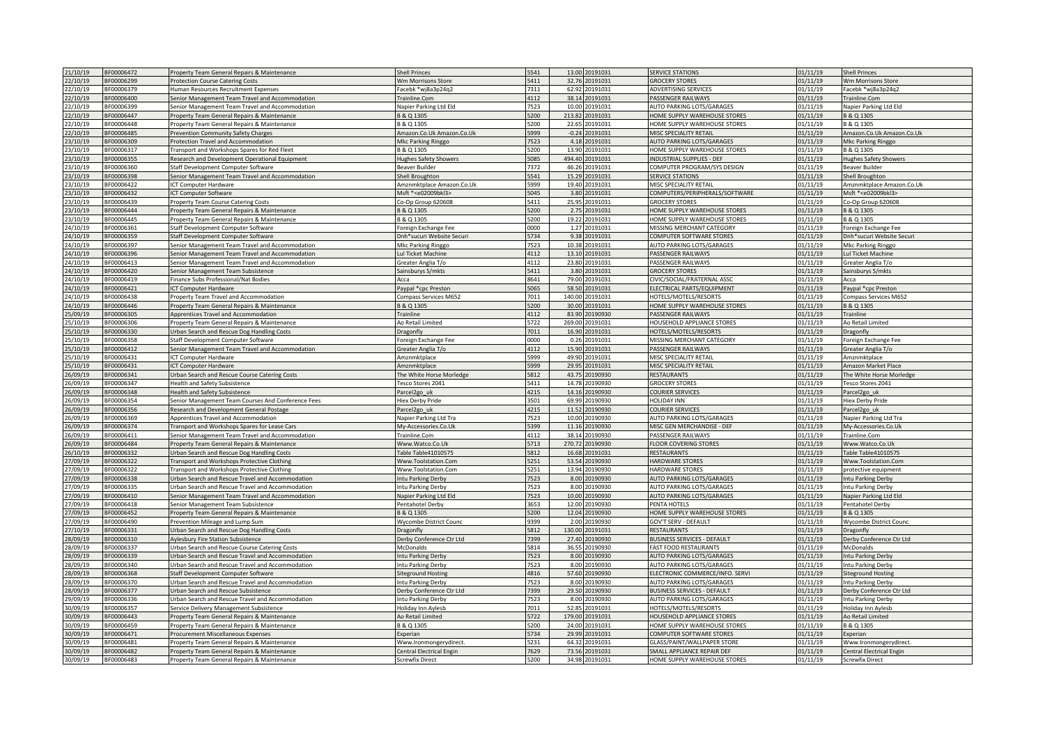| 21/10/19 | BF00006472 | Property Team General Repairs & Maintenance | Shell Princes | 5541 | 13.00 | 20191031 | SERVICE STATIONS | 01/11/19 | Shell Princes |
|---|---|---|---|---|---|---|---|---|---|
| 22/10/19 | BF00006299 | Protection Course Catering Costs | Wm Morrisons Store | 5411 | 32.76 | 20191031 | GROCERY STORES | 01/11/19 | Wm Morrisons Store |
| 22/10/19 | BF00006379 | Human Resources Recruitment Expenses | Facebk *wj8a3p24q2 | 7311 | 62.92 | 20191031 | ADVERTISING SERVICES | 01/11/19 | Facebk *wj8a3p24q2 |
| 22/10/19 | BF00006400 | Senior Management Team Travel and Accommodation | Trainline.Com | 4112 | 38.14 | 20191031 | PASSENGER RAILWAYS | 01/11/19 | Trainline.Com |
| 22/10/19 | BF00006399 | Senior Management Team Travel and Accommodation | Napier Parking Ltd Eld | 7523 | 10.00 | 20191031 | AUTO PARKING LOTS/GARAGES | 01/11/19 | Napier Parking Ltd Eld |
| 22/10/19 | BF00006447 | Property Team General Repairs & Maintenance | B & Q 1305 | 5200 | 213.82 | 20191031 | HOME SUPPLY WAREHOUSE STORES | 01/11/19 | B & Q 1305 |
| 22/10/19 | BF00006448 | Property Team General Repairs & Maintenance | B & Q 1305 | 5200 | 22.65 | 20191031 | HOME SUPPLY WAREHOUSE STORES | 01/11/19 | B & Q 1305 |
| 22/10/19 | BF00006485 | Prevention Community Safety Charges | Amazon.Co.Uk Amazon.Co.Uk | 5999 | -0.24 | 20191031 | MISC SPECIALITY RETAIL | 01/11/19 | Amazon.Co.Uk Amazon.Co.Uk |
| 23/10/19 | BF00006309 | Protection Travel and Accommodation | Mkc Parking Ringgo | 7523 | 4.18 | 20191031 | AUTO PARKING LOTS/GARAGES | 01/11/19 | Mkc Parking Ringgo |
| 23/10/19 | BF00006317 | Transport and Workshops Spares for Red Fleet | B & Q 1305 | 5200 | 13.90 | 20191031 | HOME SUPPLY WAREHOUSE STORES | 01/11/19 | B & Q 1305 |
| 23/10/19 | BF00006355 | Research and Development Operational Equipment | Hughes Safety Showers | 5085 | 494.40 | 20191031 | INDUSTRIAL SUPPLIES - DEF | 01/11/19 | Hughes Safety Showers |
| 23/10/19 | BF00006360 | Staff Development Computer Software | Beaver Builder | 7372 | 46.26 | 20191031 | COMPUTER PROGRAM/SYS DESIGN | 01/11/19 | Beaver Builder |
| 23/10/19 | BF00006398 | Senior Management Team Travel and Accommodation | Shell Broughton | 5541 | 15.29 | 20191031 | SERVICE STATIONS | 01/11/19 | Shell Broughton |
| 23/10/19 | BF00006422 | ICT Computer Hardware | Amznmktplace Amazon.Co.Uk | 5999 | 19.40 | 20191031 | MISC SPECIALITY RETAIL | 01/11/19 | Amznmktplace Amazon.Co.Uk |
| 23/10/19 | BF00006432 | ICT Computer Software | Msft *<e02009bkl3> | 5045 | 3.80 | 20191031 | COMPUTERS/PERIPHERALS/SOFTWARE | 01/11/19 | Msft *<e02009bkl3> |
| 23/10/19 | BF00006439 | Property Team Course Catering Costs | Co-Op Group 620608 | 5411 | 25.95 | 20191031 | GROCERY STORES | 01/11/19 | Co-Op Group 620608 |
| 23/10/19 | BF00006444 | Property Team General Repairs & Maintenance | B & Q 1305 | 5200 | 2.75 | 20191031 | HOME SUPPLY WAREHOUSE STORES | 01/11/19 | B & Q 1305 |
| 23/10/19 | BF00006445 | Property Team General Repairs & Maintenance | B & Q 1305 | 5200 | 19.22 | 20191031 | HOME SUPPLY WAREHOUSE STORES | 01/11/19 | B & Q 1305 |
| 24/10/19 | BF00006361 | Staff Development Computer Software | Foreign Exchange Fee | 0000 | 1.27 | 20191031 | MISSING MERCHANT CATEGORY | 01/11/19 | Foreign Exchange Fee |
| 24/10/19 | BF00006359 | Staff Development Computer Software | Dnh*sucuri Website Securi | 5734 | 9.38 | 20191031 | COMPUTER SOFTWARE STORES | 01/11/19 | Dnh*sucuri Website Securi |
| 24/10/19 | BF00006397 | Senior Management Team Travel and Accommodation | Mkc Parking Ringgo | 7523 | 10.38 | 20191031 | AUTO PARKING LOTS/GARAGES | 01/11/19 | Mkc Parking Ringgo |
| 24/10/19 | BF00006396 | Senior Management Team Travel and Accommodation | Lul Ticket Machine | 4112 | 13.10 | 20191031 | PASSENGER RAILWAYS | 01/11/19 | Lul Ticket Machine |
| 24/10/19 | BF00006413 | Senior Management Team Travel and Accommodation | Greater Anglia T/o | 4112 | 23.80 | 20191031 | PASSENGER RAILWAYS | 01/11/19 | Greater Anglia T/o |
| 24/10/19 | BF00006420 | Senior Management Team Subsistence | Sainsburys S/mkts | 5411 | 3.80 | 20191031 | GROCERY STORES | 01/11/19 | Sainsburys S/mkts |
| 24/10/19 | BF00006419 | Finance Subs Professional/Nat Bodies | Acca | 8641 | 79.00 | 20191031 | CIVIC/SOCIAL/FRATERNAL ASSC | 01/11/19 | Acca |
| 24/10/19 | BF00006421 | ICT Computer Hardware | Paypal *cpc Preston | 5065 | 58.50 | 20191031 | ELECTRICAL PARTS/EQUIPMENT | 01/11/19 | Paypal *cpc Preston |
| 24/10/19 | BF00006438 | Property Team Travel and Accommodation | Compass Services M652 | 7011 | 140.00 | 20191031 | HOTELS/MOTELS/RESORTS | 01/11/19 | Compass Services M652 |
| 24/10/19 | BF00006446 | Property Team General Repairs & Maintenance | B & Q 1305 | 5200 | 30.00 | 20191031 | HOME SUPPLY WAREHOUSE STORES | 01/11/19 | B & Q 1305 |
| 25/09/19 | BF00006305 | Apprentices Travel and Accommodation | Trainline | 4112 | 83.90 | 20190930 | PASSENGER RAILWAYS | 01/11/19 | Trainline |
| 25/10/19 | BF00006306 | Property Team General Repairs & Maintenance | Ao Retail Limited | 5722 | 269.00 | 20191031 | HOUSEHOLD APPLIANCE STORES | 01/11/19 | Ao Retail Limited |
| 25/10/19 | BF00006330 | Urban Search and Rescue Dog Handling Costs | Dragonfly | 7011 | 16.90 | 20191031 | HOTELS/MOTELS/RESORTS | 01/11/19 | Dragonfly |
| 25/10/19 | BF00006358 | Staff Development Computer Software | Foreign Exchange Fee | 0000 | 0.26 | 20191031 | MISSING MERCHANT CATEGORY | 01/11/19 | Foreign Exchange Fee |
| 25/10/19 | BF00006412 | Senior Management Team Travel and Accommodation | Greater Anglia T/o | 4112 | 15.90 | 20191031 | PASSENGER RAILWAYS | 01/11/19 | Greater Anglia T/o |
| 25/10/19 | BF00006431 | ICT Computer Hardware | Amznmktplace | 5999 | 49.90 | 20191031 | MISC SPECIALITY RETAIL | 01/11/19 | Amznmktplace |
| 25/10/19 | BF00006431 | ICT Computer Hardware | Amznmktplace | 5999 | 29.95 | 20191031 | MISC SPECIALITY RETAIL | 01/11/19 | Amazon Market Place |
| 26/09/19 | BF00006341 | Urban Search and Rescue Course Catering Costs | The White Horse Morledge | 5812 | 43.75 | 20190930 | RESTAURANTS | 01/11/19 | The White Horse Morledge |
| 26/09/19 | BF00006347 | Health and Safety Subsistence | Tesco Stores 2041 | 5411 | 14.78 | 20190930 | GROCERY STORES | 01/11/19 | Tesco Stores 2041 |
| 26/09/19 | BF00006348 | Health and Safety Subsistence | Parcel2go_uk | 4215 | 14.16 | 20190930 | COURIER SERVICES | 01/11/19 | Parcel2go_uk |
| 26/09/19 | BF00006354 | Senior Management Team Courses And Conference Fees | Hiex Derby Pride | 3501 | 69.99 | 20190930 | HOLIDAY INN | 01/11/19 | Hiex Derby Pride |
| 26/09/19 | BF00006356 | Research and Development General Postage | Parcel2go_uk | 4215 | 11.52 | 20190930 | COURIER SERVICES | 01/11/19 | Parcel2go_uk |
| 26/09/19 | BF00006369 | Apprentices Travel and Accommodation | Napier Parking Ltd Tra | 7523 | 10.00 | 20190930 | AUTO PARKING LOTS/GARAGES | 01/11/19 | Napier Parking Ltd Tra |
| 26/09/19 | BF00006374 | Transport and Workshops Spares for Lease Cars | My-Accessories.Co.Uk | 5399 | 11.16 | 20190930 | MISC GEN MERCHANDISE - DEF | 01/11/19 | My-Accessories.Co.Uk |
| 26/09/19 | BF00006411 | Senior Management Team Travel and Accommodation | Trainline.Com | 4112 | 38.14 | 20190930 | PASSENGER RAILWAYS | 01/11/19 | Trainline.Com |
| 26/09/19 | BF00006484 | Property Team General Repairs & Maintenance | Www.Watco.Co.Uk | 5713 | 270.72 | 20190930 | FLOOR COVERING STORES | 01/11/19 | Www.Watco.Co.Uk |
| 26/10/19 | BF00006332 | Urban Search and Rescue Dog Handling Costs | Table Table41010575 | 5812 | 16.68 | 20191031 | RESTAURANTS | 01/11/19 | Table Table41010575 |
| 27/09/19 | BF00006322 | Transport and Workshops Protective Clothing | Www.Toolstation.Com | 5251 | 53.54 | 20190930 | HARDWARE STORES | 01/11/19 | Www.Toolstation.Com |
| 27/09/19 | BF00006322 | Transport and Workshops Protective Clothing | Www.Toolstation.Com | 5251 | 13.94 | 20190930 | HARDWARE STORES | 01/11/19 | protective equipment |
| 27/09/19 | BF00006338 | Urban Search and Rescue Travel and Accommodation | Intu Parking Derby | 7523 | 8.00 | 20190930 | AUTO PARKING LOTS/GARAGES | 01/11/19 | Intu Parking Derby |
| 27/09/19 | BF00006335 | Urban Search and Rescue Travel and Accommodation | Intu Parking Derby | 7523 | 8.00 | 20190930 | AUTO PARKING LOTS/GARAGES | 01/11/19 | Intu Parking Derby |
| 27/09/19 | BF00006410 | Senior Management Team Travel and Accommodation | Napier Parking Ltd Eld | 7523 | 10.00 | 20190930 | AUTO PARKING LOTS/GARAGES | 01/11/19 | Napier Parking Ltd Eld |
| 27/09/19 | BF00006418 | Senior Management Team Subsistence | Pentahotel Derby | 3653 | 12.00 | 20190930 | PENTA HOTELS | 01/11/19 | Pentahotel Derby |
| 27/09/19 | BF00006452 | Property Team General Repairs & Maintenance | B & Q 1305 | 5200 | 12.04 | 20190930 | HOME SUPPLY WAREHOUSE STORES | 01/11/19 | B & Q 1305 |
| 27/09/19 | BF00006490 | Prevention Mileage and Lump Sum | Wycombe District Counc | 9399 | 2.00 | 20190930 | GOV'T SERV - DEFAULT | 01/11/19 | Wycombe District Counc |
| 27/10/19 | BF00006331 | Urban Search and Rescue Dog Handling Costs | Dragonfly | 5812 | 130.00 | 20191031 | RESTAURANTS | 01/11/19 | Dragonfly |
| 28/09/19 | BF00006310 | Aylesbury Fire Station Subsistence | Derby Conference Ctr Ltd | 7399 | 27.40 | 20190930 | BUSINESS SERVICES - DEFAULT | 01/11/19 | Derby Conference Ctr Ltd |
| 28/09/19 | BF00006337 | Urban Search and Rescue Course Catering Costs | McDonalds | 5814 | 36.55 | 20190930 | FAST FOOD RESTAURANTS | 01/11/19 | McDonalds |
| 28/09/19 | BF00006339 | Urban Search and Rescue Travel and Accommodation | Intu Parking Derby | 7523 | 8.00 | 20190930 | AUTO PARKING LOTS/GARAGES | 01/11/19 | Intu Parking Derby |
| 28/09/19 | BF00006340 | Urban Search and Rescue Travel and Accommodation | Intu Parking Derby | 7523 | 8.00 | 20190930 | AUTO PARKING LOTS/GARAGES | 01/11/19 | Intu Parking Derby |
| 28/09/19 | BF00006368 | Staff Development Computer Software | Siteground Hosting | 4816 | 57.60 | 20190930 | ELECTRONIC COMMERCE/INFO. SERVI | 01/11/19 | Siteground Hosting |
| 28/09/19 | BF00006370 | Urban Search and Rescue Travel and Accommodation | Intu Parking Derby | 7523 | 8.00 | 20190930 | AUTO PARKING LOTS/GARAGES | 01/11/19 | Intu Parking Derby |
| 28/09/19 | BF00006377 | Urban Search and Rescue Subsistence | Derby Conference Ctr Ltd | 7399 | 29.50 | 20190930 | BUSINESS SERVICES - DEFAULT | 01/11/19 | Derby Conference Ctr Ltd |
| 29/09/19 | BF00006336 | Urban Search and Rescue Travel and Accommodation | Intu Parking Derby | 7523 | 8.00 | 20190930 | AUTO PARKING LOTS/GARAGES | 01/11/19 | Intu Parking Derby |
| 30/09/19 | BF00006357 | Service Delivery Management Subsistence | Holiday Inn Aylesb | 7011 | 52.85 | 20191031 | HOTELS/MOTELS/RESORTS | 01/11/19 | Holiday Inn Aylesb |
| 30/09/19 | BF00006443 | Property Team General Repairs & Maintenance | Ao Retail Limited | 5722 | 179.00 | 20191031 | HOUSEHOLD APPLIANCE STORES | 01/11/19 | Ao Retail Limited |
| 30/09/19 | BF00006459 | Property Team General Repairs & Maintenance | B & Q 1305 | 5200 | 24.00 | 20191031 | HOME SUPPLY WAREHOUSE STORES | 01/11/19 | B & Q 1305 |
| 30/09/19 | BF00006471 | Procurement Miscellaneous Expenses | Experian | 5734 | 29.99 | 20191031 | COMPUTER SOFTWARE STORES | 01/11/19 | Experian |
| 30/09/19 | BF00006481 | Property Team General Repairs & Maintenance | Www.Ironmongerydirect. | 5231 | 64.32 | 20191031 | GLASS/PAINT/WALLPAPER STORE | 01/11/19 | Www.Ironmongerydirect. |
| 30/09/19 | BF00006482 | Property Team General Repairs & Maintenance | Central Electrical Engin | 7629 | 73.56 | 20191031 | SMALL APPLIANCE REPAIR DEF | 01/11/19 | Central Electrical Engin |
| 30/09/19 | BF00006483 | Property Team General Repairs & Maintenance | Screwfix Direct | 5200 | 34.98 | 20191031 | HOME SUPPLY WAREHOUSE STORES | 01/11/19 | Screwfix Direct |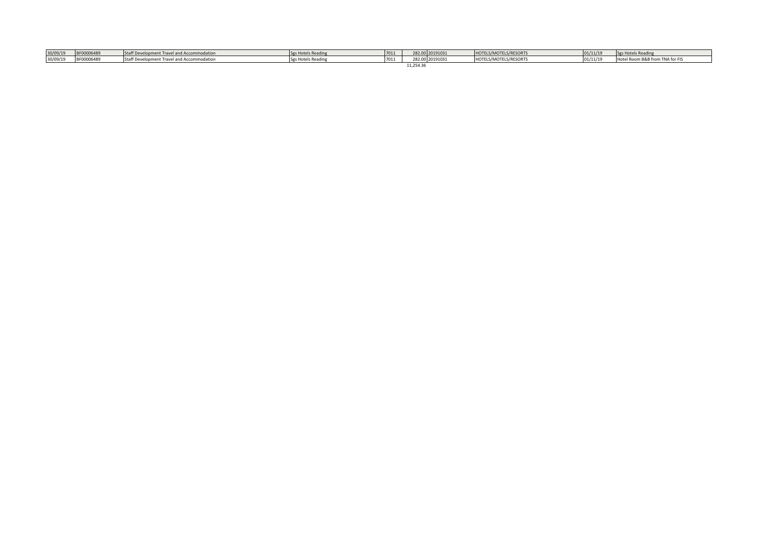| | | | | | | | | | |
|---|---|---|---|---|---|---|---|---|---|
| 30/09/19 | BF00006489 | Staff Development Travel and Accommodation | Sgs Hotels Reading | 7011 | 282.00 | 20191031 | HOTELS/MOTELS/RESORTS | 01/11/19 | Sgs Hotels Reading |
| 30/09/19 | BF00006489 | Staff Development Travel and Accommodation | Sgs Hotels Reading | 7011 | 282.00 | 20191031 | HOTELS/MOTELS/RESORTS | 01/11/19 | Hotel Room B&B from TNA for FIS |
| | | | | | 11,254.36 | | | | |